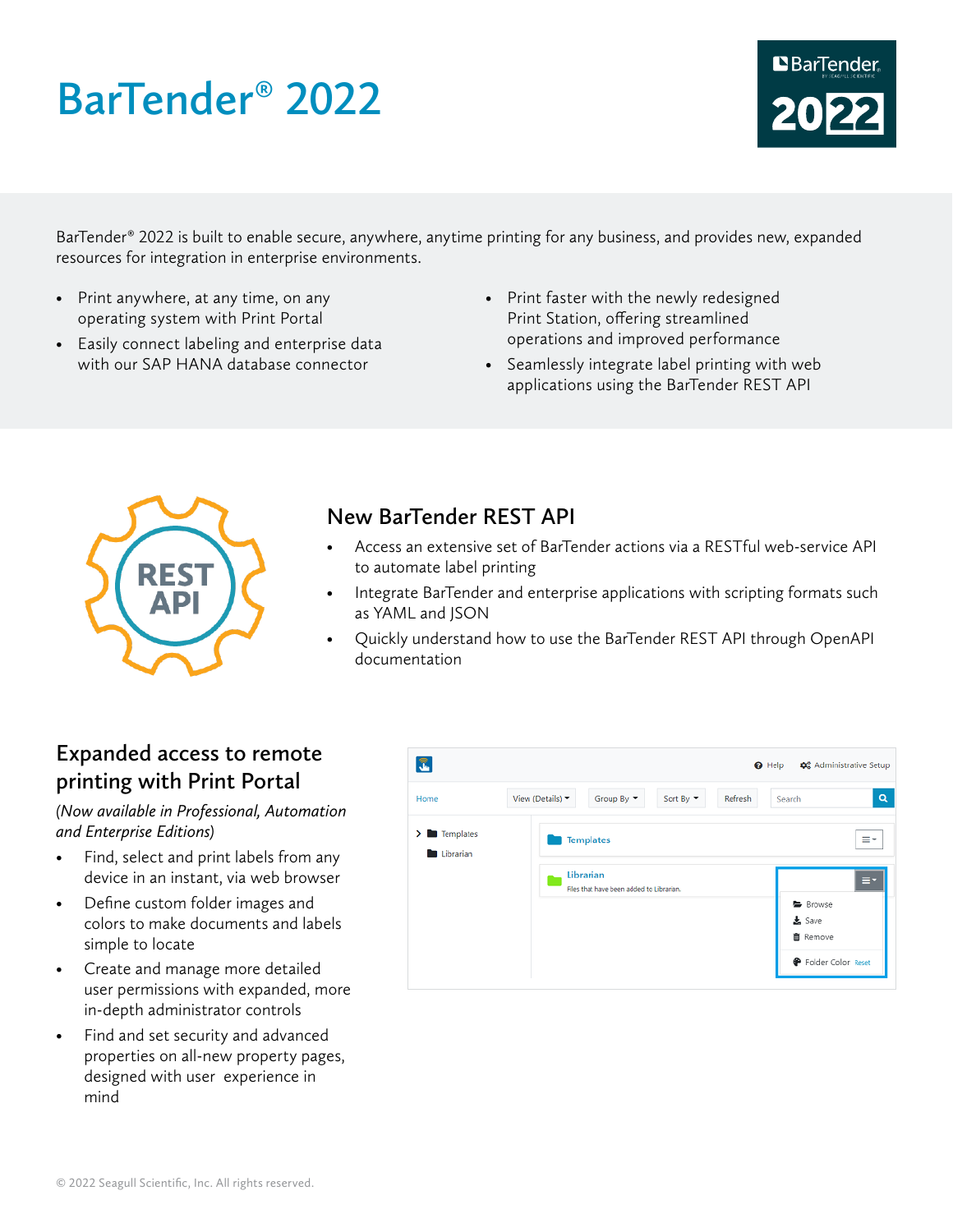# BarTender® 2022

BarTender® 2022 is built to enable secure, anywhere, anytime printing for any business, and provides new, expanded resources for integration in enterprise environments.

- Print anywhere, at any time, on any operating system with Print Portal
- Easily connect labeling and enterprise data with our SAP HANA database connector
- Print faster with the newly redesigned Print Station, offering streamlined operations and improved performance
- Seamlessly integrate label printing with web applications using the BarTender REST API

## New BarTender REST API

- Access an extensive set of BarTender actions via a RESTful web-service API to automate label printing
- Integrate BarTender and enterprise applications with scripting formats such as YAML and JSON
- Quickly understand how to use the BarTender REST API through OpenAPI documentation

## Expanded access to remote printing with Print Portal

*(Now available in Professional, Automation and Enterprise Editions)*

- Find, select and print labels from any device in an instant, via web browser
- Define custom folder images and colors to make documents and labels simple to locate
- Create and manage more detailed user permissions with expanded, more in-depth administrator controls
- Find and set security and advanced properties on all-new property pages, designed with user experience in mind

© 2022 Seagull Scientific, Inc. All rights reserved.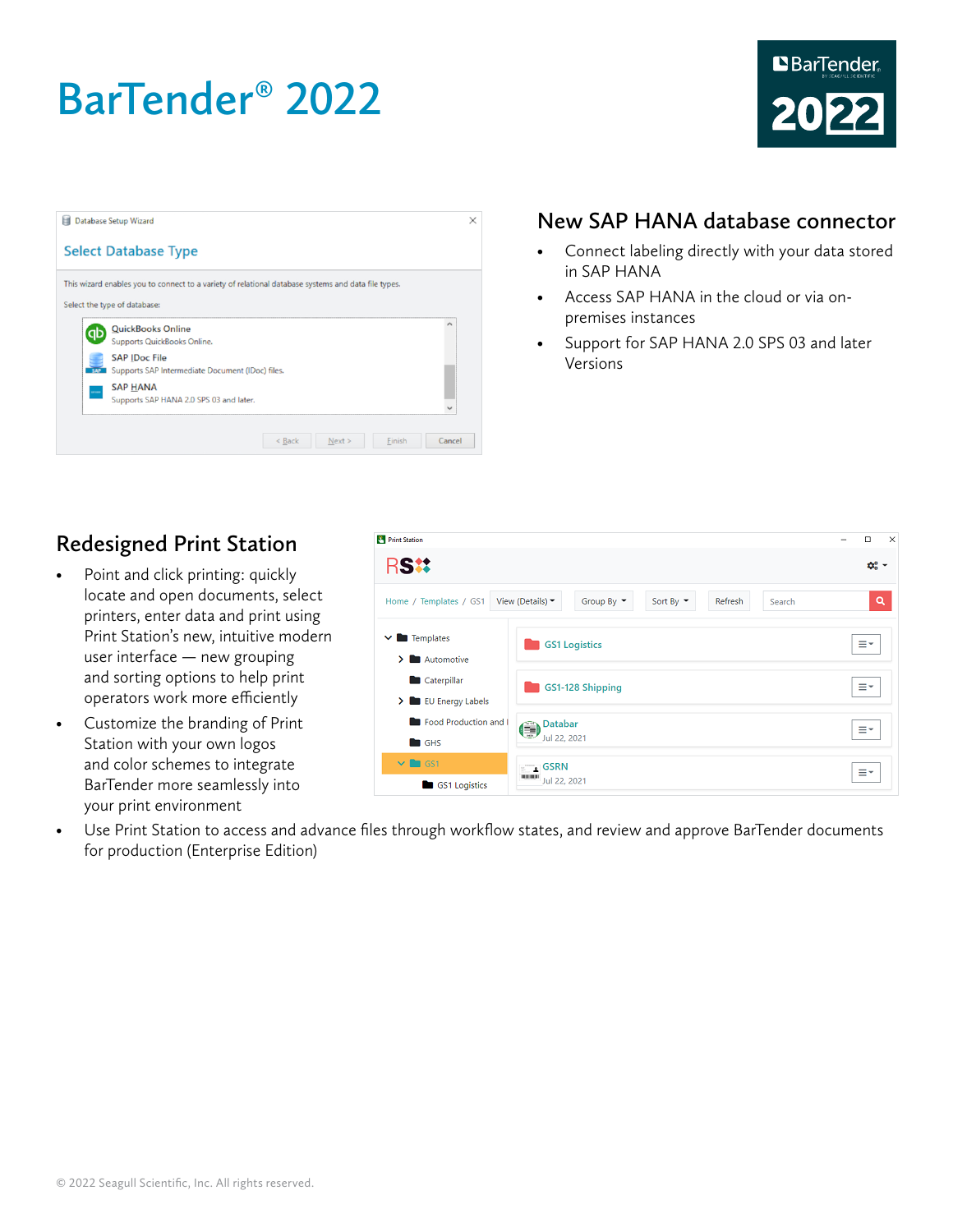# BarTender® 2022

## New SAP HANA database connector

- Connect labeling directly with your data stored in SAP HANA
- Access SAP HANA in the cloud or via on-premises instances
- Support for SAP HANA 2.0 SPS 03 and later Versions

## Redesigned Print Station

- Point and click printing: quickly locate and open documents, select printers, enter data and print using Print Station's new, intuitive modern user interface — new grouping and sorting options to help print operators work more efficiently
- Customize the branding of Print Station with your own logos and color schemes to integrate BarTender more seamlessly into your print environment
- Use Print Station to access and advance files through workflow states, and review and approve BarTender documents for production (Enterprise Edition)

© 2022 Seagull Scientific, Inc. All rights reserved.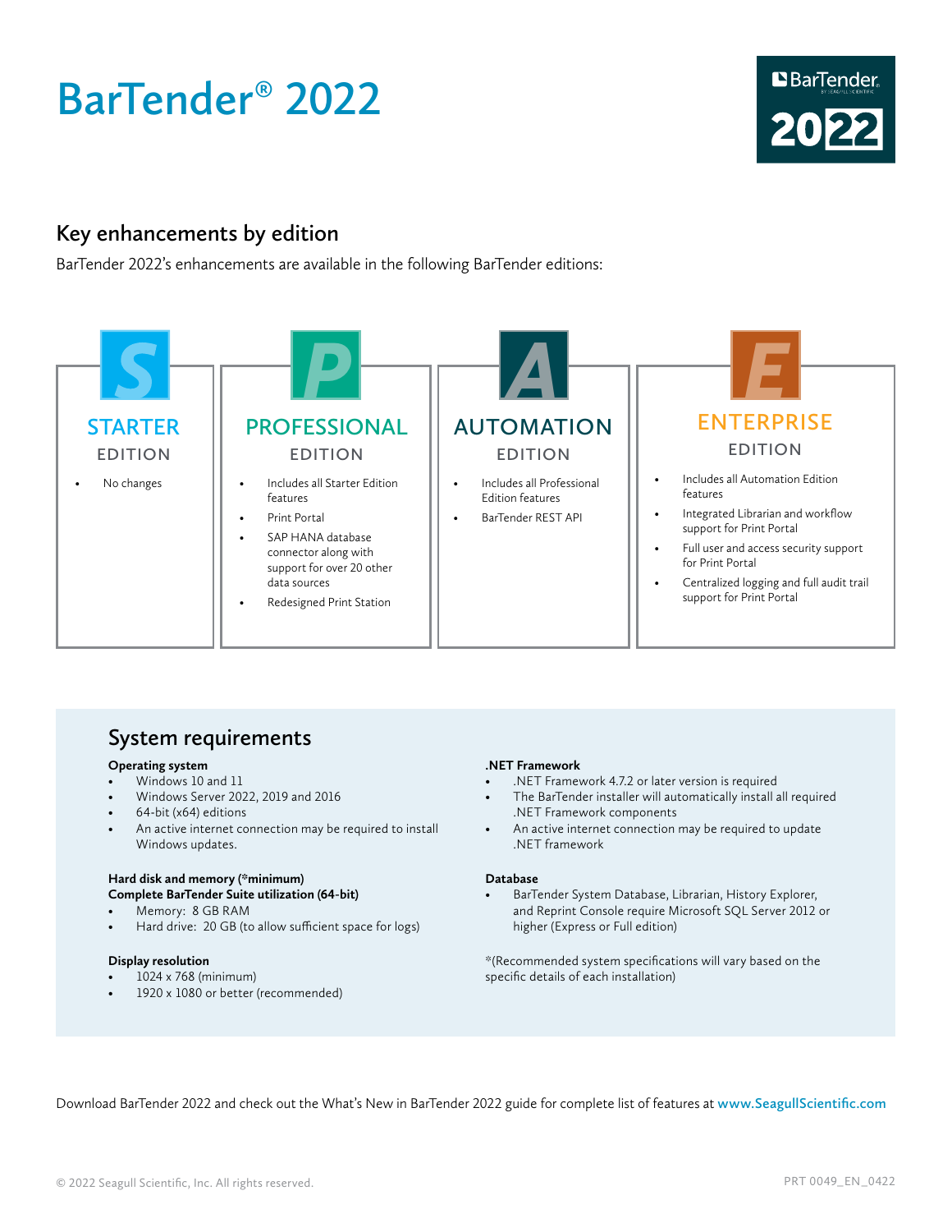# BarTender® 2022

## Key enhancements by edition

BarTender 2022's enhancements are available in the following BarTender editions:

### STARTER EDITION

- No changes

### PROFESSIONAL EDITION

- Includes all Starter Edition features
- Print Portal
- SAP HANA database connector along with support for over 20 other data sources
- Redesigned Print Station

### AUTOMATION EDITION

- Includes all Professional Edition features
- BarTender REST API

### ENTERPRISE EDITION

- Includes all Automation Edition features
- Integrated Librarian and workflow support for Print Portal
- Full user and access security support for Print Portal
- Centralized logging and full audit trail support for Print Portal

## System requirements

**Operating system**

- Windows 10 and 11
- Windows Server 2022, 2019 and 2016
- 64-bit (x64) editions
- An active internet connection may be required to install Windows updates.

**Hard disk and memory (*minimum)**
**Complete BarTender Suite utilization (64-bit)**

- Memory: 8 GB RAM
- Hard drive: 20 GB (to allow sufficient space for logs)

**Display resolution**

- 1024 x 768 (minimum)
- 1920 x 1080 or better (recommended)

**.NET Framework**

- .NET Framework 4.7.2 or later version is required
- The BarTender installer will automatically install all required .NET Framework components
- An active internet connection may be required to update .NET framework

**Database**

- BarTender System Database, Librarian, History Explorer, and Reprint Console require Microsoft SQL Server 2012 or higher (Express or Full edition)

*(Recommended system specifications will vary based on the specific details of each installation)

Download BarTender 2022 and check out the What's New in BarTender 2022 guide for complete list of features at www.SeagullScientific.com

© 2022 Seagull Scientific, Inc. All rights reserved.

PRT 0049_EN_0422